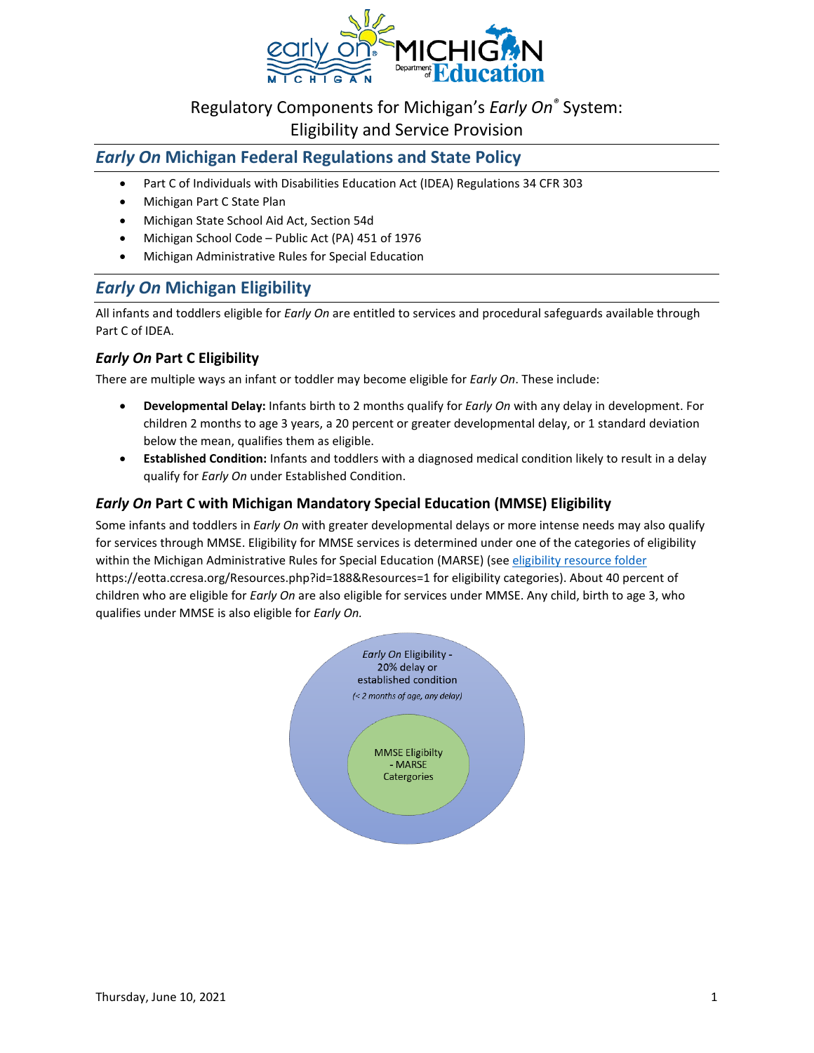# Regulatory Components for Michigan's *Early On*® System: Eligibility and Service Provision

## *Early On* Michigan Federal Regulations and State Policy

- Part C of Individuals with Disabilities Education Act (IDEA) Regulations 34 CFR 303
- Michigan Part C State Plan
- Michigan State School Aid Act, Section 54d
- Michigan School Code – Public Act (PA) 451 of 1976
- Michigan Administrative Rules for Special Education

## *Early On* Michigan Eligibility

All infants and toddlers eligible for *Early On* are entitled to services and procedural safeguards available through Part C of IDEA.

### *Early On* Part C Eligibility

There are multiple ways an infant or toddler may become eligible for *Early On*. These include:

- **Developmental Delay:** Infants birth to 2 months qualify for *Early On* with any delay in development. For children 2 months to age 3 years, a 20 percent or greater developmental delay, or 1 standard deviation below the mean, qualifies them as eligible.
- **Established Condition:** Infants and toddlers with a diagnosed medical condition likely to result in a delay qualify for *Early On* under Established Condition.

### *Early On* Part C with Michigan Mandatory Special Education (MMSE) Eligibility

Some infants and toddlers in *Early On* with greater developmental delays or more intense needs may also qualify for services through MMSE. Eligibility for MMSE services is determined under one of the categories of eligibility within the Michigan Administrative Rules for Special Education (MARSE) (see [eligibility resource folder](https://eotta.ccresa.org/Resources.php?id=188&Resources=1) https://eotta.ccresa.org/Resources.php?id=188&Resources=1 for eligibility categories). About 40 percent of children who are eligible for *Early On* are also eligible for services under MMSE. Any child, birth to age 3, who qualifies under MMSE is also eligible for *Early On.*

*Early On* Eligibility - 20% delay or established condition

*(< 2 months of age, any delay)*

MMSE Eligibilty - MARSE Catergories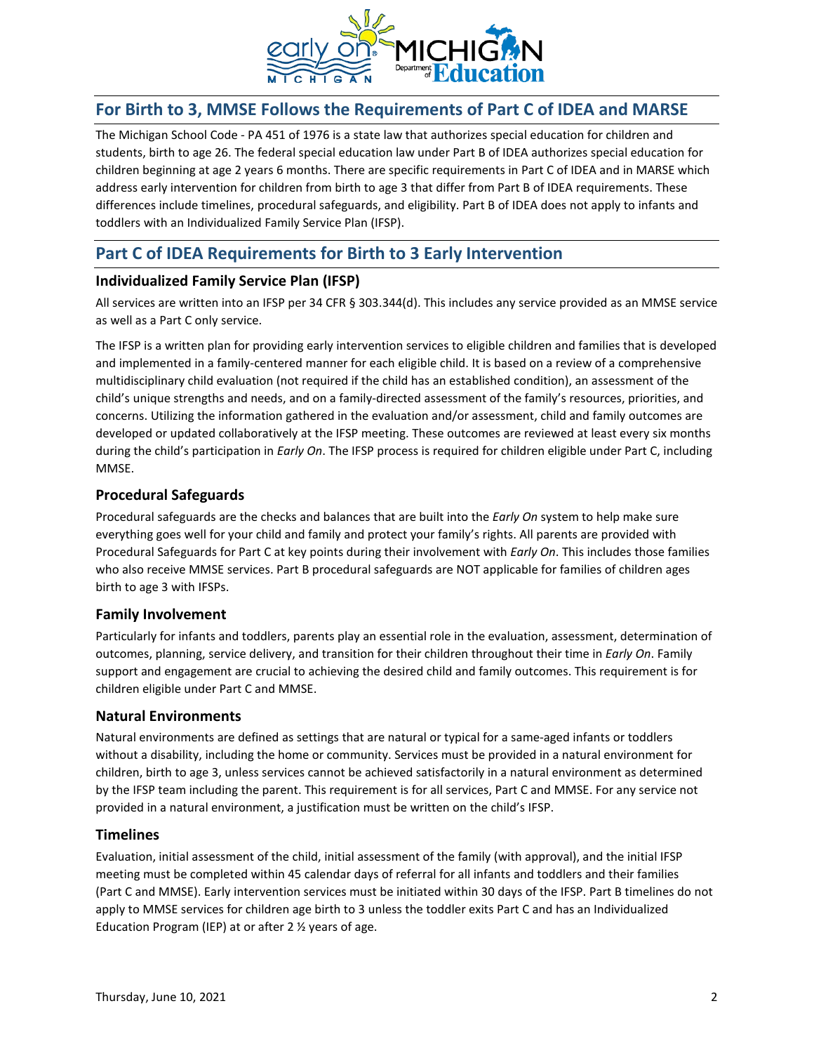## For Birth to 3, MMSE Follows the Requirements of Part C of IDEA and MARSE

The Michigan School Code - PA 451 of 1976 is a state law that authorizes special education for children and students, birth to age 26. The federal special education law under Part B of IDEA authorizes special education for children beginning at age 2 years 6 months. There are specific requirements in Part C of IDEA and in MARSE which address early intervention for children from birth to age 3 that differ from Part B of IDEA requirements. These differences include timelines, procedural safeguards, and eligibility. Part B of IDEA does not apply to infants and toddlers with an Individualized Family Service Plan (IFSP).

## Part C of IDEA Requirements for Birth to 3 Early Intervention

### Individualized Family Service Plan (IFSP)

All services are written into an IFSP per 34 CFR § 303.344(d). This includes any service provided as an MMSE service as well as a Part C only service.

The IFSP is a written plan for providing early intervention services to eligible children and families that is developed and implemented in a family-centered manner for each eligible child. It is based on a review of a comprehensive multidisciplinary child evaluation (not required if the child has an established condition), an assessment of the child's unique strengths and needs, and on a family-directed assessment of the family's resources, priorities, and concerns. Utilizing the information gathered in the evaluation and/or assessment, child and family outcomes are developed or updated collaboratively at the IFSP meeting. These outcomes are reviewed at least every six months during the child's participation in *Early On*. The IFSP process is required for children eligible under Part C, including MMSE.

### Procedural Safeguards

Procedural safeguards are the checks and balances that are built into the *Early On* system to help make sure everything goes well for your child and family and protect your family's rights. All parents are provided with Procedural Safeguards for Part C at key points during their involvement with *Early On*. This includes those families who also receive MMSE services. Part B procedural safeguards are NOT applicable for families of children ages birth to age 3 with IFSPs.

### Family Involvement

Particularly for infants and toddlers, parents play an essential role in the evaluation, assessment, determination of outcomes, planning, service delivery, and transition for their children throughout their time in *Early On*. Family support and engagement are crucial to achieving the desired child and family outcomes. This requirement is for children eligible under Part C and MMSE.

### Natural Environments

Natural environments are defined as settings that are natural or typical for a same-aged infants or toddlers without a disability, including the home or community. Services must be provided in a natural environment for children, birth to age 3, unless services cannot be achieved satisfactorily in a natural environment as determined by the IFSP team including the parent. This requirement is for all services, Part C and MMSE. For any service not provided in a natural environment, a justification must be written on the child's IFSP.

### Timelines

Evaluation, initial assessment of the child, initial assessment of the family (with approval), and the initial IFSP meeting must be completed within 45 calendar days of referral for all infants and toddlers and their families (Part C and MMSE). Early intervention services must be initiated within 30 days of the IFSP. Part B timelines do not apply to MMSE services for children age birth to 3 unless the toddler exits Part C and has an Individualized Education Program (IEP) at or after 2 ½ years of age.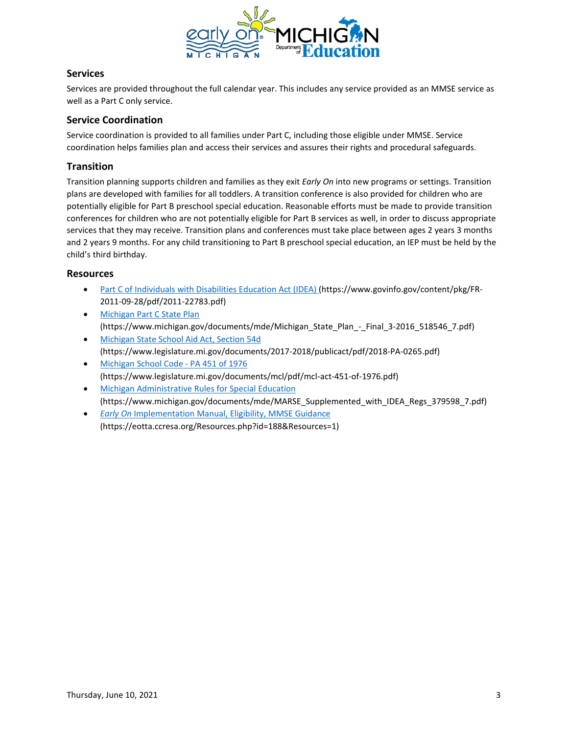## Services

Services are provided throughout the full calendar year. This includes any service provided as an MMSE service as well as a Part C only service.

## Service Coordination

Service coordination is provided to all families under Part C, including those eligible under MMSE. Service coordination helps families plan and access their services and assures their rights and procedural safeguards.

## Transition

Transition planning supports children and families as they exit *Early On* into new programs or settings. Transition plans are developed with families for all toddlers. A transition conference is also provided for children who are potentially eligible for Part B preschool special education. Reasonable efforts must be made to provide transition conferences for children who are not potentially eligible for Part B services as well, in order to discuss appropriate services that they may receive. Transition plans and conferences must take place between ages 2 years 3 months and 2 years 9 months. For any child transitioning to Part B preschool special education, an IEP must be held by the child's third birthday.

## Resources

- Part C of Individuals with Disabilities Education Act (IDEA) (https://www.govinfo.gov/content/pkg/FR-2011-09-28/pdf/2011-22783.pdf)
- Michigan Part C State Plan (https://www.michigan.gov/documents/mde/Michigan_State_Plan_-_Final_3-2016_518546_7.pdf)
- Michigan State School Aid Act, Section 54d (https://www.legislature.mi.gov/documents/2017-2018/publicact/pdf/2018-PA-0265.pdf)
- Michigan School Code - PA 451 of 1976 (https://www.legislature.mi.gov/documents/mcl/pdf/mcl-act-451-of-1976.pdf)
- Michigan Administrative Rules for Special Education (https://www.michigan.gov/documents/mde/MARSE_Supplemented_with_IDEA_Regs_379598_7.pdf)
- *Early On* Implementation Manual, Eligibility, MMSE Guidance (https://eotta.ccresa.org/Resources.php?id=188&Resources=1)